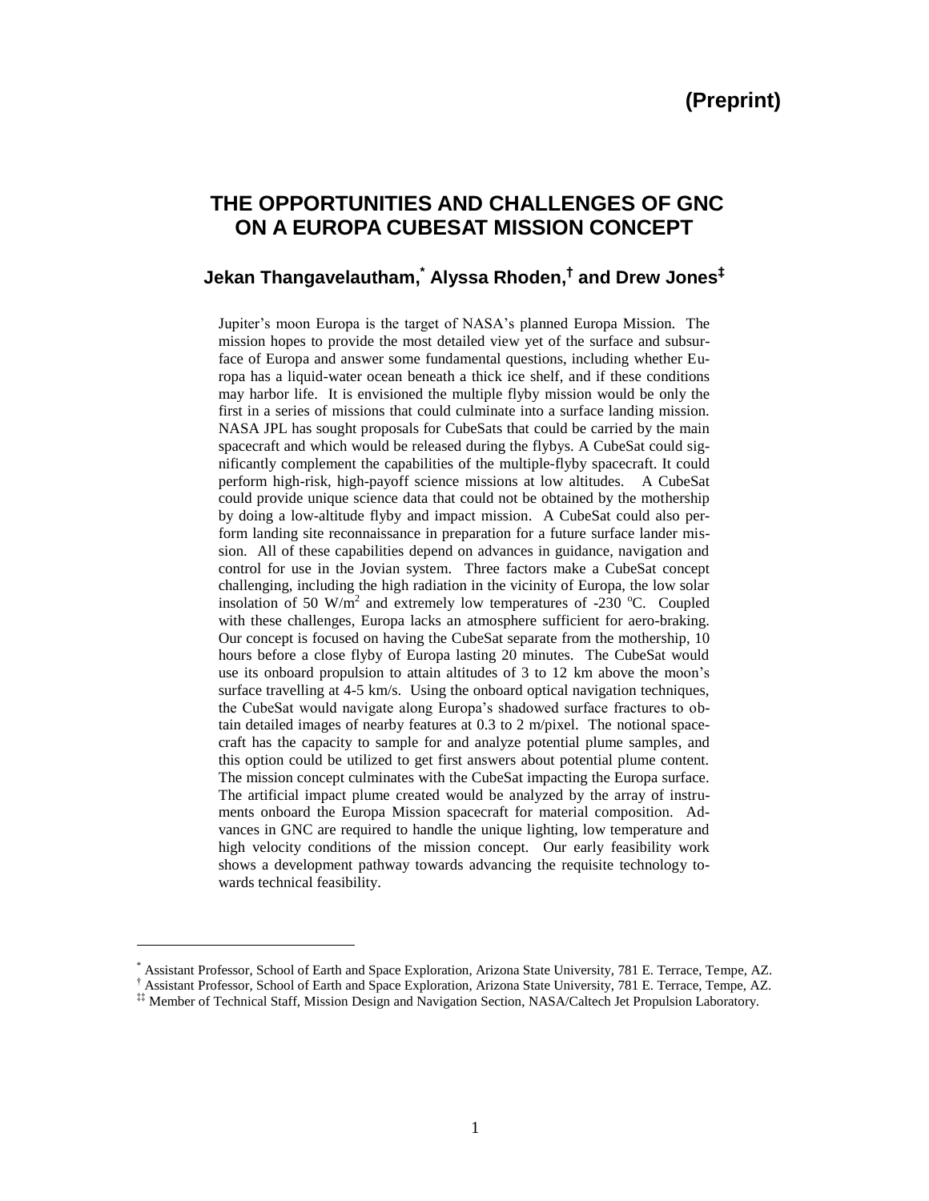**(Preprint)**

# THE OPPORTUNITIES AND CHALLENGES OF GNC ON A EUROPA CUBESAT MISSION CONCEPT

## Jekan Thangavelautham,[*] Alyssa Rhoden,[†] and Drew Jones[‡]

Jupiter's moon Europa is the target of NASA's planned Europa Mission. The mission hopes to provide the most detailed view yet of the surface and subsurface of Europa and answer some fundamental questions, including whether Europa has a liquid-water ocean beneath a thick ice shelf, and if these conditions may harbor life. It is envisioned the multiple flyby mission would be only the first in a series of missions that could culminate into a surface landing mission. NASA JPL has sought proposals for CubeSats that could be carried by the main spacecraft and which would be released during the flybys. A CubeSat could significantly complement the capabilities of the multiple-flyby spacecraft. It could perform high-risk, high-payoff science missions at low altitudes. A CubeSat could provide unique science data that could not be obtained by the mothership by doing a low-altitude flyby and impact mission. A CubeSat could also perform landing site reconnaissance in preparation for a future surface lander mission. All of these capabilities depend on advances in guidance, navigation and control for use in the Jovian system. Three factors make a CubeSat concept challenging, including the high radiation in the vicinity of Europa, the low solar insolation of 50 $W/m^2$ and extremely low temperatures of -230 $^oC$. Coupled with these challenges, Europa lacks an atmosphere sufficient for aero-braking. Our concept is focused on having the CubeSat separate from the mothership, 10 hours before a close flyby of Europa lasting 20 minutes. The CubeSat would use its onboard propulsion to attain altitudes of 3 to 12 km above the moon's surface travelling at 4-5 km/s. Using the onboard optical navigation techniques, the CubeSat would navigate along Europa's shadowed surface fractures to obtain detailed images of nearby features at 0.3 to 2 m/pixel. The notional spacecraft has the capacity to sample for and analyze potential plume samples, and this option could be utilized to get first answers about potential plume content. The mission concept culminates with the CubeSat impacting the Europa surface. The artificial impact plume created would be analyzed by the array of instruments onboard the Europa Mission spacecraft for material composition. Advances in GNC are required to handle the unique lighting, low temperature and high velocity conditions of the mission concept. Our early feasibility work shows a development pathway towards advancing the requisite technology towards technical feasibility.

---

[*] Assistant Professor, School of Earth and Space Exploration, Arizona State University, 781 E. Terrace, Tempe, AZ.

[†] Assistant Professor, School of Earth and Space Exploration, Arizona State University, 781 E. Terrace, Tempe, AZ.

[‡‡] Member of Technical Staff, Mission Design and Navigation Section, NASA/Caltech Jet Propulsion Laboratory.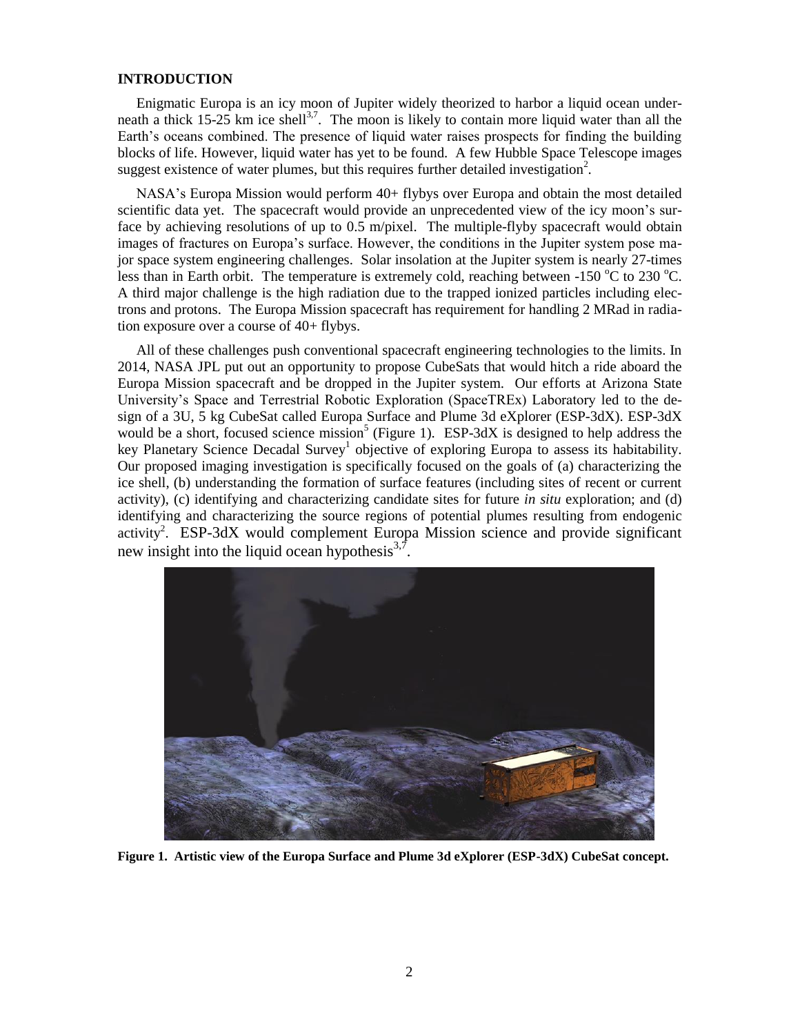## INTRODUCTION

Enigmatic Europa is an icy moon of Jupiter widely theorized to harbor a liquid ocean underneath a thick 15-25 km ice shell[3,7]. The moon is likely to contain more liquid water than all the Earth's oceans combined. The presence of liquid water raises prospects for finding the building blocks of life. However, liquid water has yet to be found. A few Hubble Space Telescope images suggest existence of water plumes, but this requires further detailed investigation[2].

NASA's Europa Mission would perform 40+ flybys over Europa and obtain the most detailed scientific data yet. The spacecraft would provide an unprecedented view of the icy moon's surface by achieving resolutions of up to 0.5 m/pixel. The multiple-flyby spacecraft would obtain images of fractures on Europa's surface. However, the conditions in the Jupiter system pose major space system engineering challenges. Solar insolation at the Jupiter system is nearly 27-times less than in Earth orbit. The temperature is extremely cold, reaching between -150 °C to 230 °C. A third major challenge is the high radiation due to the trapped ionized particles including electrons and protons. The Europa Mission spacecraft has requirement for handling 2 MRad in radiation exposure over a course of 40+ flybys.

All of these challenges push conventional spacecraft engineering technologies to the limits. In 2014, NASA JPL put out an opportunity to propose CubeSats that would hitch a ride aboard the Europa Mission spacecraft and be dropped in the Jupiter system. Our efforts at Arizona State University's Space and Terrestrial Robotic Exploration (SpaceTREx) Laboratory led to the design of a 3U, 5 kg CubeSat called Europa Surface and Plume 3d eXplorer (ESP-3dX). ESP-3dX would be a short, focused science mission[5] (Figure 1). ESP-3dX is designed to help address the key Planetary Science Decadal Survey[1] objective of exploring Europa to assess its habitability. Our proposed imaging investigation is specifically focused on the goals of (a) characterizing the ice shell, (b) understanding the formation of surface features (including sites of recent or current activity), (c) identifying and characterizing candidate sites for future *in situ* exploration; and (d) identifying and characterizing the source regions of potential plumes resulting from endogenic activity[2]. ESP-3dX would complement Europa Mission science and provide significant new insight into the liquid ocean hypothesis[3,7].

**Figure 1. Artistic view of the Europa Surface and Plume 3d eXplorer (ESP-3dX) CubeSat concept.**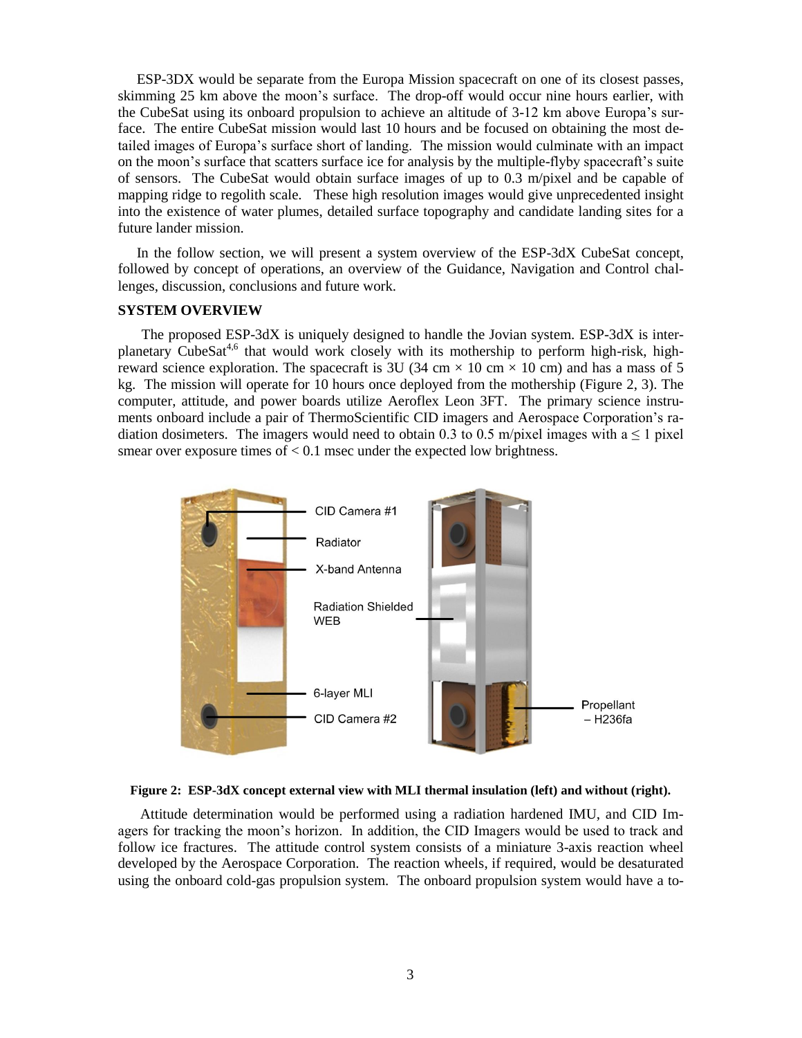ESP-3DX would be separate from the Europa Mission spacecraft on one of its closest passes, skimming 25 km above the moon's surface. The drop-off would occur nine hours earlier, with the CubeSat using its onboard propulsion to achieve an altitude of 3-12 km above Europa's surface. The entire CubeSat mission would last 10 hours and be focused on obtaining the most detailed images of Europa's surface short of landing. The mission would culminate with an impact on the moon's surface that scatters surface ice for analysis by the multiple-flyby spacecraft's suite of sensors. The CubeSat would obtain surface images of up to 0.3 m/pixel and be capable of mapping ridge to regolith scale. These high resolution images would give unprecedented insight into the existence of water plumes, detailed surface topography and candidate landing sites for a future lander mission.

In the follow section, we will present a system overview of the ESP-3dX CubeSat concept, followed by concept of operations, an overview of the Guidance, Navigation and Control challenges, discussion, conclusions and future work.

## SYSTEM OVERVIEW

The proposed ESP-3dX is uniquely designed to handle the Jovian system. ESP-3dX is interplanetary CubeSat[4,6] that would work closely with its mothership to perform high-risk, high-reward science exploration. The spacecraft is 3U (34 cm × 10 cm × 10 cm) and has a mass of 5 kg. The mission will operate for 10 hours once deployed from the mothership (Figure 2, 3). The computer, attitude, and power boards utilize Aeroflex Leon 3FT. The primary science instruments onboard include a pair of ThermoScientific CID imagers and Aerospace Corporation's radiation dosimeters. The imagers would need to obtain 0.3 to 0.5 m/pixel images with a $\leq$ 1 pixel smear over exposure times of < 0.1 msec under the expected low brightness.

**Figure 2: ESP-3dX concept external view with MLI thermal insulation (left) and without (right).**

Attitude determination would be performed using a radiation hardened IMU, and CID Imagers for tracking the moon's horizon. In addition, the CID Imagers would be used to track and follow ice fractures. The attitude control system consists of a miniature 3-axis reaction wheel developed by the Aerospace Corporation. The reaction wheels, if required, would be desaturated using the onboard cold-gas propulsion system. The onboard propulsion system would have a to-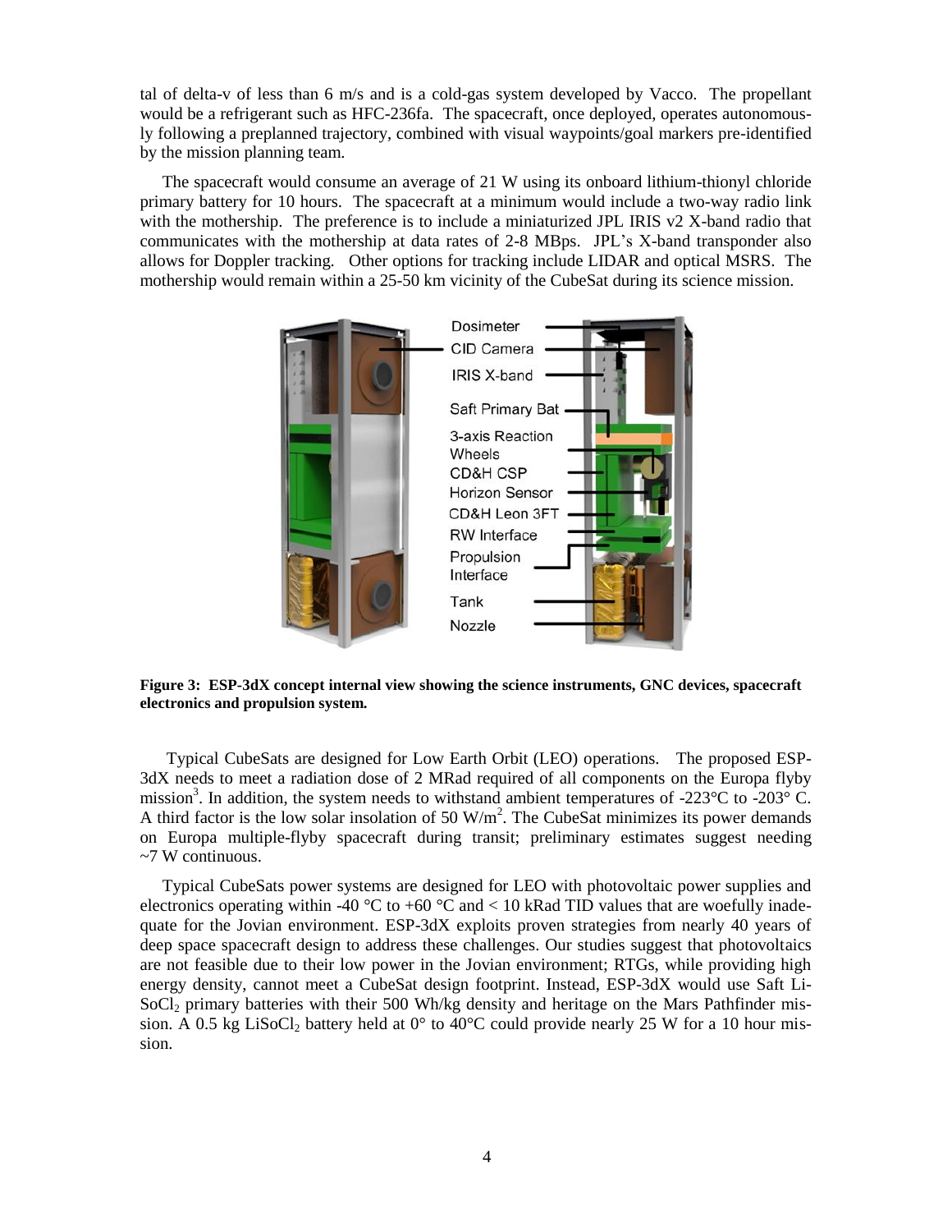tal of delta-v of less than 6 m/s and is a cold-gas system developed by Vacco. The propellant would be a refrigerant such as HFC-236fa. The spacecraft, once deployed, operates autonomously following a preplanned trajectory, combined with visual waypoints/goal markers pre-identified by the mission planning team.

The spacecraft would consume an average of 21 W using its onboard lithium-thionyl chloride primary battery for 10 hours. The spacecraft at a minimum would include a two-way radio link with the mothership. The preference is to include a miniaturized JPL IRIS v2 X-band radio that communicates with the mothership at data rates of 2-8 MBps. JPL's X-band transponder also allows for Doppler tracking. Other options for tracking include LIDAR and optical MSRS. The mothership would remain within a 25-50 km vicinity of the CubeSat during its science mission.

**Figure 3: ESP-3dX concept internal view showing the science instruments, GNC devices, spacecraft electronics and propulsion system.**

Typical CubeSats are designed for Low Earth Orbit (LEO) operations. The proposed ESP-3dX needs to meet a radiation dose of 2 MRad required of all components on the Europa flyby mission[3]. In addition, the system needs to withstand ambient temperatures of -223°C to -203° C. A third factor is the low solar insolation of 50 W/m$^2$. The CubeSat minimizes its power demands on Europa multiple-flyby spacecraft during transit; preliminary estimates suggest needing ~7 W continuous.

Typical CubeSats power systems are designed for LEO with photovoltaic power supplies and electronics operating within -40 °C to +60 °C and < 10 kRad TID values that are woefully inadequate for the Jovian environment. ESP-3dX exploits proven strategies from nearly 40 years of deep space spacecraft design to address these challenges. Our studies suggest that photovoltaics are not feasible due to their low power in the Jovian environment; RTGs, while providing high energy density, cannot meet a CubeSat design footprint. Instead, ESP-3dX would use Saft Li-$SoCl_2$ primary batteries with their 500 Wh/kg density and heritage on the Mars Pathfinder mission. A 0.5 kg $LiSoCl_2$ battery held at 0° to 40°C could provide nearly 25 W for a 10 hour mission.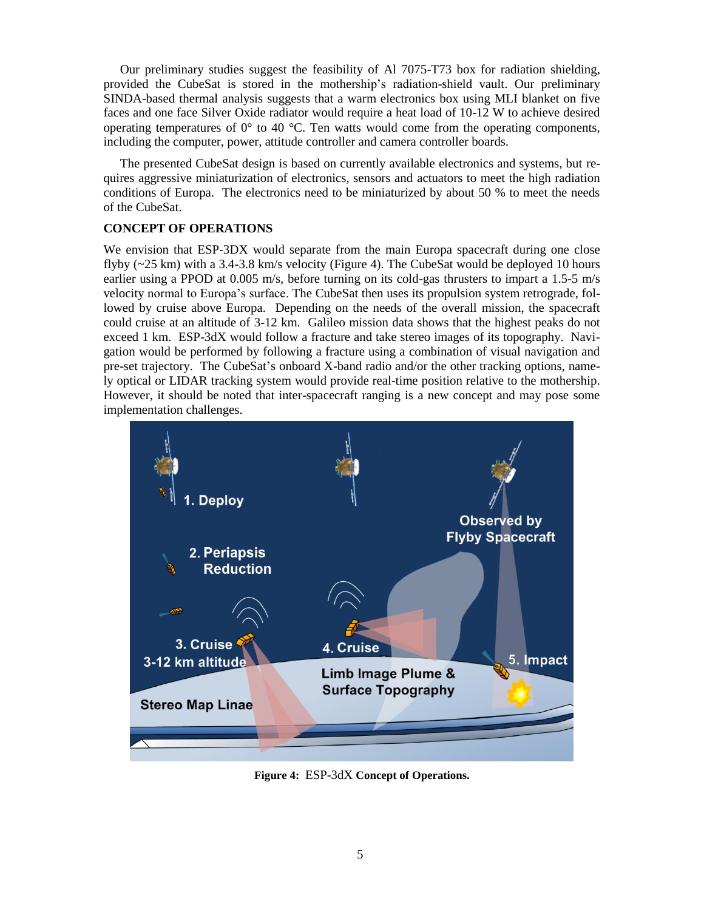Our preliminary studies suggest the feasibility of Al 7075-T73 box for radiation shielding, provided the CubeSat is stored in the mothership's radiation-shield vault. Our preliminary SINDA-based thermal analysis suggests that a warm electronics box using MLI blanket on five faces and one face Silver Oxide radiator would require a heat load of 10-12 W to achieve desired operating temperatures of 0° to 40 °C. Ten watts would come from the operating components, including the computer, power, attitude controller and camera controller boards.

The presented CubeSat design is based on currently available electronics and systems, but requires aggressive miniaturization of electronics, sensors and actuators to meet the high radiation conditions of Europa. The electronics need to be miniaturized by about 50 % to meet the needs of the CubeSat.

**CONCEPT OF OPERATIONS**

We envision that ESP-3DX would separate from the main Europa spacecraft during one close flyby (~25 km) with a 3.4-3.8 km/s velocity (Figure 4). The CubeSat would be deployed 10 hours earlier using a PPOD at 0.005 m/s, before turning on its cold-gas thrusters to impart a 1.5-5 m/s velocity normal to Europa's surface. The CubeSat then uses its propulsion system retrograde, followed by cruise above Europa. Depending on the needs of the overall mission, the spacecraft could cruise at an altitude of 3-12 km. Galileo mission data shows that the highest peaks do not exceed 1 km. ESP-3dX would follow a fracture and take stereo images of its topography. Navigation would be performed by following a fracture using a combination of visual navigation and pre-set trajectory. The CubeSat's onboard X-band radio and/or the other tracking options, namely optical or LIDAR tracking system would provide real-time position relative to the mothership. However, it should be noted that inter-spacecraft ranging is a new concept and may pose some implementation challenges.

**Figure 4:** ESP-3dX **Concept of Operations.**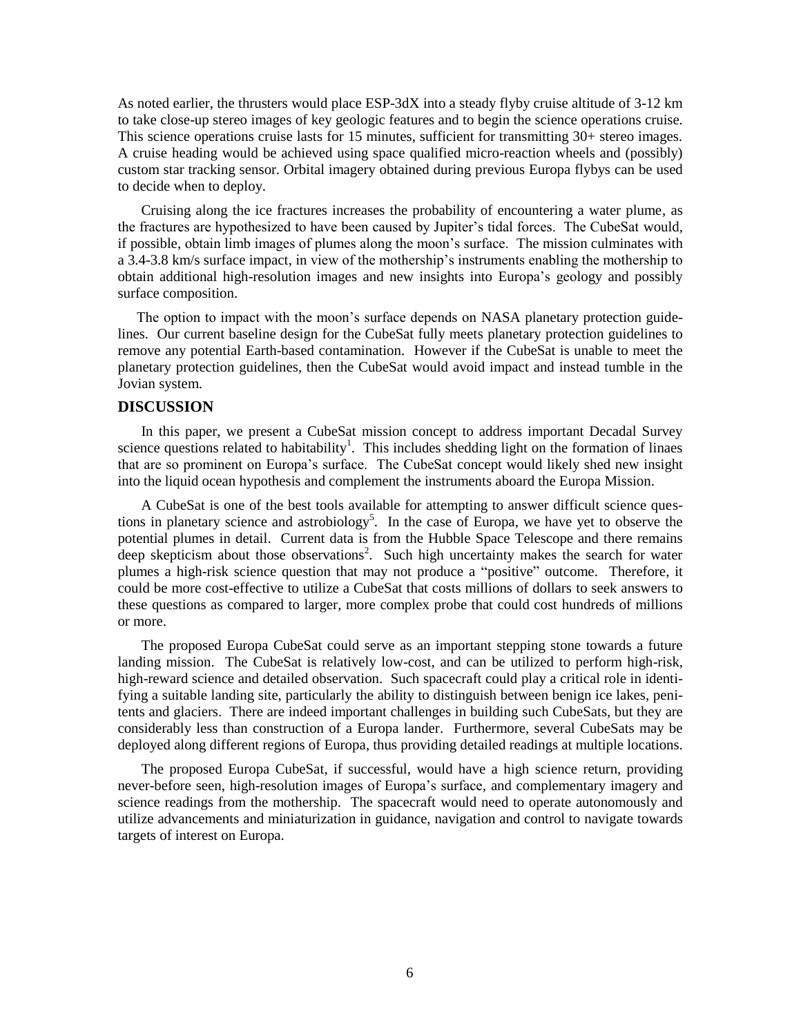As noted earlier, the thrusters would place ESP-3dX into a steady flyby cruise altitude of 3-12 km to take close-up stereo images of key geologic features and to begin the science operations cruise. This science operations cruise lasts for 15 minutes, sufficient for transmitting 30+ stereo images. A cruise heading would be achieved using space qualified micro-reaction wheels and (possibly) custom star tracking sensor. Orbital imagery obtained during previous Europa flybys can be used to decide when to deploy.

Cruising along the ice fractures increases the probability of encountering a water plume, as the fractures are hypothesized to have been caused by Jupiter's tidal forces. The CubeSat would, if possible, obtain limb images of plumes along the moon's surface. The mission culminates with a 3.4-3.8 km/s surface impact, in view of the mothership's instruments enabling the mothership to obtain additional high-resolution images and new insights into Europa's geology and possibly surface composition.

The option to impact with the moon's surface depends on NASA planetary protection guidelines. Our current baseline design for the CubeSat fully meets planetary protection guidelines to remove any potential Earth-based contamination. However if the CubeSat is unable to meet the planetary protection guidelines, then the CubeSat would avoid impact and instead tumble in the Jovian system.

## DISCUSSION

In this paper, we present a CubeSat mission concept to address important Decadal Survey science questions related to habitability[1]. This includes shedding light on the formation of linaes that are so prominent on Europa's surface. The CubeSat concept would likely shed new insight into the liquid ocean hypothesis and complement the instruments aboard the Europa Mission.

A CubeSat is one of the best tools available for attempting to answer difficult science questions in planetary science and astrobiology[5]. In the case of Europa, we have yet to observe the potential plumes in detail. Current data is from the Hubble Space Telescope and there remains deep skepticism about those observations[2]. Such high uncertainty makes the search for water plumes a high-risk science question that may not produce a "positive" outcome. Therefore, it could be more cost-effective to utilize a CubeSat that costs millions of dollars to seek answers to these questions as compared to larger, more complex probe that could cost hundreds of millions or more.

The proposed Europa CubeSat could serve as an important stepping stone towards a future landing mission. The CubeSat is relatively low-cost, and can be utilized to perform high-risk, high-reward science and detailed observation. Such spacecraft could play a critical role in identifying a suitable landing site, particularly the ability to distinguish between benign ice lakes, penitents and glaciers. There are indeed important challenges in building such CubeSats, but they are considerably less than construction of a Europa lander. Furthermore, several CubeSats may be deployed along different regions of Europa, thus providing detailed readings at multiple locations.

The proposed Europa CubeSat, if successful, would have a high science return, providing never-before seen, high-resolution images of Europa's surface, and complementary imagery and science readings from the mothership. The spacecraft would need to operate autonomously and utilize advancements and miniaturization in guidance, navigation and control to navigate towards targets of interest on Europa.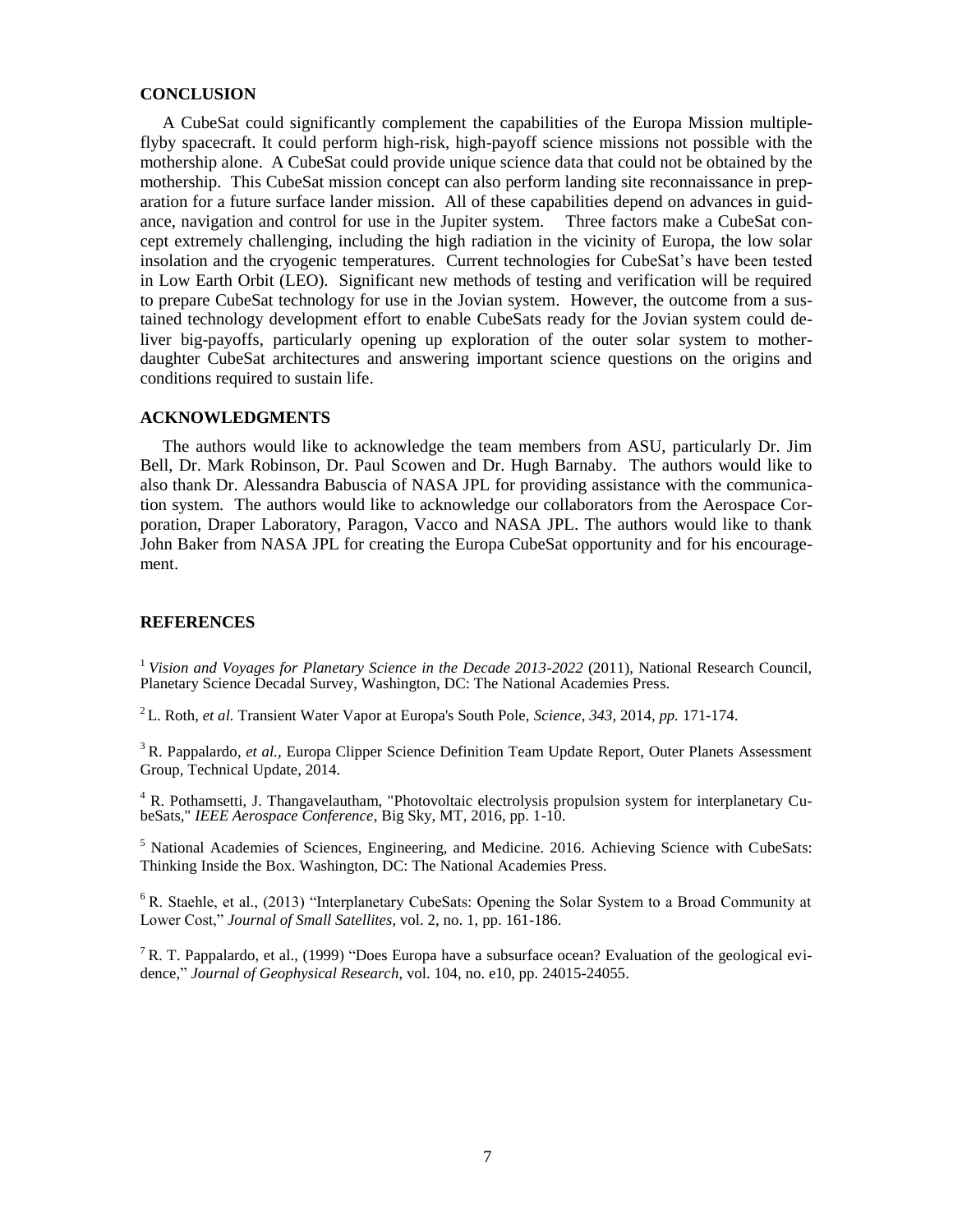## CONCLUSION

A CubeSat could significantly complement the capabilities of the Europa Mission multiple-flyby spacecraft. It could perform high-risk, high-payoff science missions not possible with the mothership alone. A CubeSat could provide unique science data that could not be obtained by the mothership. This CubeSat mission concept can also perform landing site reconnaissance in preparation for a future surface lander mission. All of these capabilities depend on advances in guidance, navigation and control for use in the Jupiter system. Three factors make a CubeSat concept extremely challenging, including the high radiation in the vicinity of Europa, the low solar insolation and the cryogenic temperatures. Current technologies for CubeSat's have been tested in Low Earth Orbit (LEO). Significant new methods of testing and verification will be required to prepare CubeSat technology for use in the Jovian system. However, the outcome from a sustained technology development effort to enable CubeSats ready for the Jovian system could deliver big-payoffs, particularly opening up exploration of the outer solar system to mother-daughter CubeSat architectures and answering important science questions on the origins and conditions required to sustain life.

## ACKNOWLEDGMENTS

The authors would like to acknowledge the team members from ASU, particularly Dr. Jim Bell, Dr. Mark Robinson, Dr. Paul Scowen and Dr. Hugh Barnaby. The authors would like to also thank Dr. Alessandra Babuscia of NASA JPL for providing assistance with the communication system. The authors would like to acknowledge our collaborators from the Aerospace Corporation, Draper Laboratory, Paragon, Vacco and NASA JPL. The authors would like to thank John Baker from NASA JPL for creating the Europa CubeSat opportunity and for his encouragement.

## REFERENCES

[1] *Vision and Voyages for Planetary Science in the Decade 2013-2022* (2011), National Research Council, Planetary Science Decadal Survey, Washington, DC: The National Academies Press.

[2] L. Roth, *et al.* Transient Water Vapor at Europa's South Pole, *Science*, *343*, 2014, *pp.* 171-174.

[3] R. Pappalardo, *et al.*, Europa Clipper Science Definition Team Update Report, Outer Planets Assessment Group, Technical Update, 2014.

[4] R. Pothamsetti, J. Thangavelautham, "Photovoltaic electrolysis propulsion system for interplanetary CubeSats," *IEEE Aerospace Conference*, Big Sky, MT, 2016, pp. 1-10.

[5] National Academies of Sciences, Engineering, and Medicine. 2016. Achieving Science with CubeSats: Thinking Inside the Box. Washington, DC: The National Academies Press.

[6] R. Staehle, et al., (2013) "Interplanetary CubeSats: Opening the Solar System to a Broad Community at Lower Cost," *Journal of Small Satellites*, vol. 2, no. 1, pp. 161-186.

[7] R. T. Pappalardo, et al., (1999) "Does Europa have a subsurface ocean? Evaluation of the geological evidence," *Journal of Geophysical Research*, vol. 104, no. e10, pp. 24015-24055.